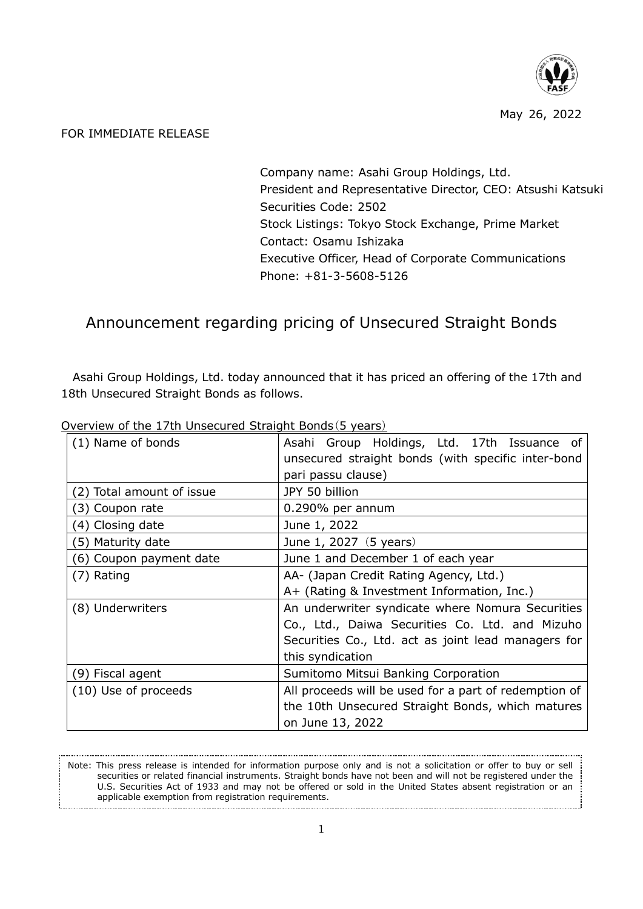May 26, 2022

FOR IMMEDIATE RELEASE

Company name: Asahi Group Holdings, Ltd.
President and Representative Director, CEO: Atsushi Katsuki
Securities Code: 2502
Stock Listings: Tokyo Stock Exchange, Prime Market
Contact: Osamu Ishizaka
Executive Officer, Head of Corporate Communications
Phone: +81-3-5608-5126

# Announcement regarding pricing of Unsecured Straight Bonds

Asahi Group Holdings, Ltd. today announced that it has priced an offering of the 17th and 18th Unsecured Straight Bonds as follows.

Overview of the 17th Unsecured Straight Bonds（5 years）

| | |
|---|---|
| (1) Name of bonds | Asahi Group Holdings, Ltd. 17th Issuance of unsecured straight bonds (with specific inter-bond pari passu clause) |
| (2) Total amount of issue | JPY 50 billion |
| (3) Coupon rate | 0.290% per annum |
| (4) Closing date | June 1, 2022 |
| (5) Maturity date | June 1, 2027（5 years） |
| (6) Coupon payment date | June 1 and December 1 of each year |
| (7) Rating | AA- (Japan Credit Rating Agency, Ltd.)<br>A+ (Rating & Investment Information, Inc.) |
| (8) Underwriters | An underwriter syndicate where Nomura Securities Co., Ltd., Daiwa Securities Co. Ltd. and Mizuho Securities Co., Ltd. act as joint lead managers for this syndication |
| (9) Fiscal agent | Sumitomo Mitsui Banking Corporation |
| (10) Use of proceeds | All proceeds will be used for a part of redemption of the 10th Unsecured Straight Bonds, which matures on June 13, 2022 |

Note: This press release is intended for information purpose only and is not a solicitation or offer to buy or sell securities or related financial instruments. Straight bonds have not been and will not be registered under the U.S. Securities Act of 1933 and may not be offered or sold in the United States absent registration or an applicable exemption from registration requirements.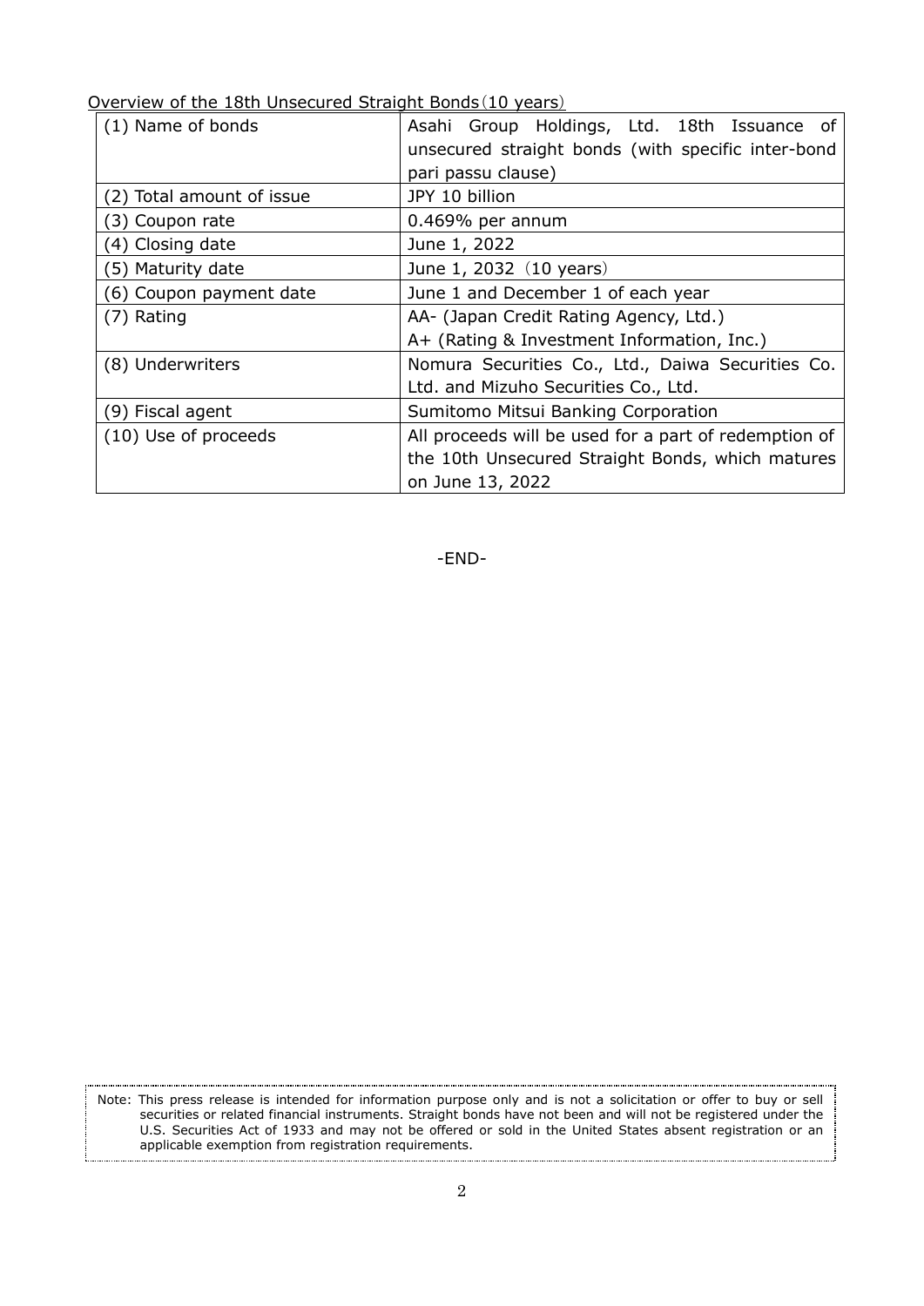Overview of the 18th Unsecured Straight Bonds（10 years）

| | |
|---|---|
| (1) Name of bonds | Asahi Group Holdings, Ltd. 18th Issuance of unsecured straight bonds (with specific inter-bond pari passu clause) |
| (2) Total amount of issue | JPY 10 billion |
| (3) Coupon rate | 0.469% per annum |
| (4) Closing date | June 1, 2022 |
| (5) Maturity date | June 1, 2032（10 years） |
| (6) Coupon payment date | June 1 and December 1 of each year |
| (7) Rating | AA- (Japan Credit Rating Agency, Ltd.)<br>A+ (Rating & Investment Information, Inc.) |
| (8) Underwriters | Nomura Securities Co., Ltd., Daiwa Securities Co. Ltd. and Mizuho Securities Co., Ltd. |
| (9) Fiscal agent | Sumitomo Mitsui Banking Corporation |
| (10) Use of proceeds | All proceeds will be used for a part of redemption of the 10th Unsecured Straight Bonds, which matures on June 13, 2022 |

-END-

Note: This press release is intended for information purpose only and is not a solicitation or offer to buy or sell securities or related financial instruments. Straight bonds have not been and will not be registered under the U.S. Securities Act of 1933 and may not be offered or sold in the United States absent registration or an applicable exemption from registration requirements.